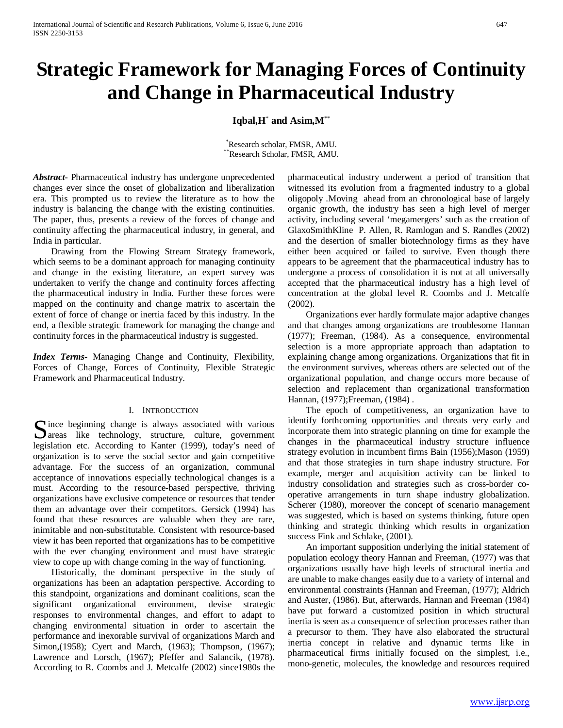# Strategic Framework for Managing Forces of Continuity and Change in Pharmaceutical Industry

**Iqbal,H[*] and Asim,M[**]**

[*]Research scholar, FMSR, AMU.
[**]Research Scholar, FMSR, AMU.

***Abstract***- Pharmaceutical industry has undergone unprecedented changes ever since the onset of globalization and liberalization era. This prompted us to review the literature as to how the industry is balancing the change with the existing continuities. The paper, thus, presents a review of the forces of change and continuity affecting the pharmaceutical industry, in general, and India in particular.

Drawing from the Flowing Stream Strategy framework, which seems to be a dominant approach for managing continuity and change in the existing literature, an expert survey was undertaken to verify the change and continuity forces affecting the pharmaceutical industry in India. Further these forces were mapped on the continuity and change matrix to ascertain the extent of force of change or inertia faced by this industry. In the end, a flexible strategic framework for managing the change and continuity forces in the pharmaceutical industry is suggested.

***Index Terms***- Managing Change and Continuity, Flexibility, Forces of Change, Forces of Continuity, Flexible Strategic Framework and Pharmaceutical Industry.

## I. Introduction

Since beginning change is always associated with various areas like technology, structure, culture, government legislation etc. According to Kanter (1999), today's need of organization is to serve the social sector and gain competitive advantage. For the success of an organization, communal acceptance of innovations especially technological changes is a must. According to the resource-based perspective, thriving organizations have exclusive competence or resources that tender them an advantage over their competitors. Gersick (1994) has found that these resources are valuable when they are rare, inimitable and non-substitutable. Consistent with resource-based view it has been reported that organizations has to be competitive with the ever changing environment and must have strategic view to cope up with change coming in the way of functioning.

Historically, the dominant perspective in the study of organizations has been an adaptation perspective. According to this standpoint, organizations and dominant coalitions, scan the significant organizational environment, devise strategic responses to environmental changes, and effort to adapt to changing environmental situation in order to ascertain the performance and inexorable survival of organizations March and Simon,(1958); Cyert and March, (1963); Thompson, (1967); Lawrence and Lorsch, (1967); Pfeffer and Salancik, (1978). According to R. Coombs and J. Metcalfe (2002) since1980s the pharmaceutical industry underwent a period of transition that witnessed its evolution from a fragmented industry to a global oligopoly .Moving ahead from an chronological base of largely organic growth, the industry has seen a high level of merger activity, including several 'megamergers' such as the creation of GlaxoSmithKline P. Allen, R. Ramlogan and S. Randles (2002) and the desertion of smaller biotechnology firms as they have either been acquired or failed to survive. Even though there appears to be agreement that the pharmaceutical industry has to undergone a process of consolidation it is not at all universally accepted that the pharmaceutical industry has a high level of concentration at the global level R. Coombs and J. Metcalfe (2002).

Organizations ever hardly formulate major adaptive changes and that changes among organizations are troublesome Hannan (1977); Freeman, (1984). As a consequence, environmental selection is a more appropriate approach than adaptation to explaining change among organizations. Organizations that fit in the environment survives, whereas others are selected out of the organizational population, and change occurs more because of selection and replacement than organizational transformation Hannan, (1977);Freeman, (1984) .

The epoch of competitiveness, an organization have to identify forthcoming opportunities and threats very early and incorporate them into strategic planning on time for example the changes in the pharmaceutical industry structure influence strategy evolution in incumbent firms Bain (1956);Mason (1959) and that those strategies in turn shape industry structure. For example, merger and acquisition activity can be linked to industry consolidation and strategies such as cross-border co-operative arrangements in turn shape industry globalization. Scherer (1980), moreover the concept of scenario management was suggested, which is based on systems thinking, future open thinking and strategic thinking which results in organization success Fink and Schlake, (2001).

An important supposition underlying the initial statement of population ecology theory Hannan and Freeman, (1977) was that organizations usually have high levels of structural inertia and are unable to make changes easily due to a variety of internal and environmental constraints (Hannan and Freeman, (1977); Aldrich and Auster, (1986). But, afterwards, Hannan and Freeman (1984) have put forward a customized position in which structural inertia is seen as a consequence of selection processes rather than a precursor to them. They have also elaborated the structural inertia concept in relative and dynamic terms like in pharmaceutical firms initially focused on the simplest, i.e., mono-genetic, molecules, the knowledge and resources required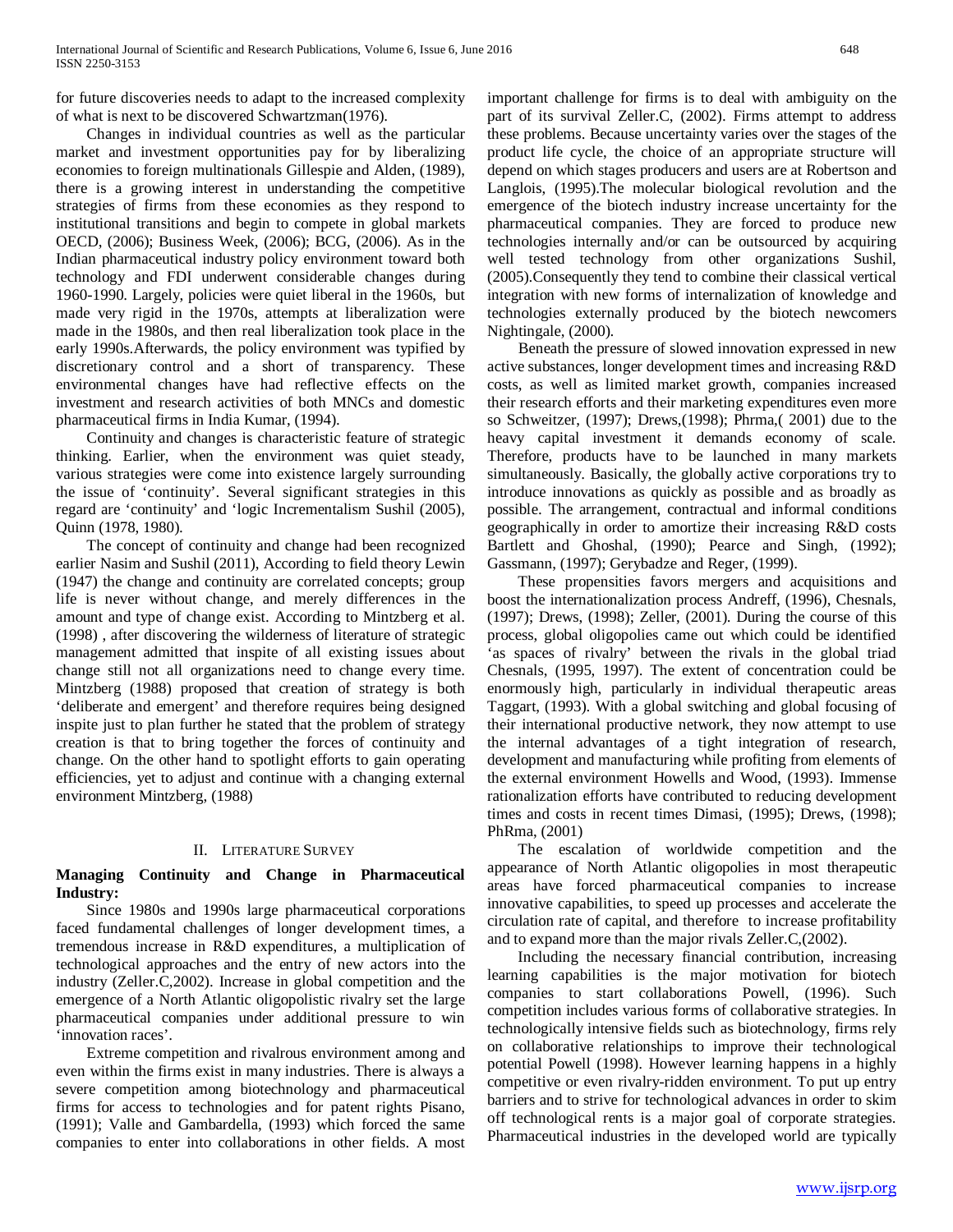for future discoveries needs to adapt to the increased complexity of what is next to be discovered Schwartzman(1976).

Changes in individual countries as well as the particular market and investment opportunities pay for by liberalizing economies to foreign multinationals Gillespie and Alden, (1989), there is a growing interest in understanding the competitive strategies of firms from these economies as they respond to institutional transitions and begin to compete in global markets OECD, (2006); Business Week, (2006); BCG, (2006). As in the Indian pharmaceutical industry policy environment toward both technology and FDI underwent considerable changes during 1960-1990. Largely, policies were quiet liberal in the 1960s, but made very rigid in the 1970s, attempts at liberalization were made in the 1980s, and then real liberalization took place in the early 1990s.Afterwards, the policy environment was typified by discretionary control and a short of transparency. These environmental changes have had reflective effects on the investment and research activities of both MNCs and domestic pharmaceutical firms in India Kumar, (1994).

Continuity and changes is characteristic feature of strategic thinking. Earlier, when the environment was quiet steady, various strategies were come into existence largely surrounding the issue of 'continuity'. Several significant strategies in this regard are 'continuity' and 'logic Incrementalism Sushil (2005), Quinn (1978, 1980).

The concept of continuity and change had been recognized earlier Nasim and Sushil (2011), According to field theory Lewin (1947) the change and continuity are correlated concepts; group life is never without change, and merely differences in the amount and type of change exist. According to Mintzberg et al. (1998) , after discovering the wilderness of literature of strategic management admitted that inspite of all existing issues about change still not all organizations need to change every time. Mintzberg (1988) proposed that creation of strategy is both 'deliberate and emergent' and therefore requires being designed inspite just to plan further he stated that the problem of strategy creation is that to bring together the forces of continuity and change. On the other hand to spotlight efforts to gain operating efficiencies, yet to adjust and continue with a changing external environment Mintzberg, (1988)

## II. Literature Survey

### Managing Continuity and Change in Pharmaceutical Industry:

Since 1980s and 1990s large pharmaceutical corporations faced fundamental challenges of longer development times, a tremendous increase in R&D expenditures, a multiplication of technological approaches and the entry of new actors into the industry (Zeller.C,2002). Increase in global competition and the emergence of a North Atlantic oligopolistic rivalry set the large pharmaceutical companies under additional pressure to win 'innovation races'.

Extreme competition and rivalrous environment among and even within the firms exist in many industries. There is always a severe competition among biotechnology and pharmaceutical firms for access to technologies and for patent rights Pisano, (1991); Valle and Gambardella, (1993) which forced the same companies to enter into collaborations in other fields. A most important challenge for firms is to deal with ambiguity on the part of its survival Zeller.C, (2002). Firms attempt to address these problems. Because uncertainty varies over the stages of the product life cycle, the choice of an appropriate structure will depend on which stages producers and users are at Robertson and Langlois, (1995).The molecular biological revolution and the emergence of the biotech industry increase uncertainty for the pharmaceutical companies. They are forced to produce new technologies internally and/or can be outsourced by acquiring well tested technology from other organizations Sushil, (2005).Consequently they tend to combine their classical vertical integration with new forms of internalization of knowledge and technologies externally produced by the biotech newcomers Nightingale, (2000).

Beneath the pressure of slowed innovation expressed in new active substances, longer development times and increasing R&D costs, as well as limited market growth, companies increased their research efforts and their marketing expenditures even more so Schweitzer, (1997); Drews,(1998); Phrma,( 2001) due to the heavy capital investment it demands economy of scale. Therefore, products have to be launched in many markets simultaneously. Basically, the globally active corporations try to introduce innovations as quickly as possible and as broadly as possible. The arrangement, contractual and informal conditions geographically in order to amortize their increasing R&D costs Bartlett and Ghoshal, (1990); Pearce and Singh, (1992); Gassmann, (1997); Gerybadze and Reger, (1999).

These propensities favors mergers and acquisitions and boost the internationalization process Andreff, (1996), Chesnals, (1997); Drews, (1998); Zeller, (2001). During the course of this process, global oligopolies came out which could be identified 'as spaces of rivalry' between the rivals in the global triad Chesnals, (1995, 1997). The extent of concentration could be enormously high, particularly in individual therapeutic areas Taggart, (1993). With a global switching and global focusing of their international productive network, they now attempt to use the internal advantages of a tight integration of research, development and manufacturing while profiting from elements of the external environment Howells and Wood, (1993). Immense rationalization efforts have contributed to reducing development times and costs in recent times Dimasi, (1995); Drews, (1998); PhRma, (2001)

The escalation of worldwide competition and the appearance of North Atlantic oligopolies in most therapeutic areas have forced pharmaceutical companies to increase innovative capabilities, to speed up processes and accelerate the circulation rate of capital, and therefore to increase profitability and to expand more than the major rivals Zeller.C,(2002).

Including the necessary financial contribution, increasing learning capabilities is the major motivation for biotech companies to start collaborations Powell, (1996). Such competition includes various forms of collaborative strategies. In technologically intensive fields such as biotechnology, firms rely on collaborative relationships to improve their technological potential Powell (1998). However learning happens in a highly competitive or even rivalry-ridden environment. To put up entry barriers and to strive for technological advances in order to skim off technological rents is a major goal of corporate strategies. Pharmaceutical industries in the developed world are typically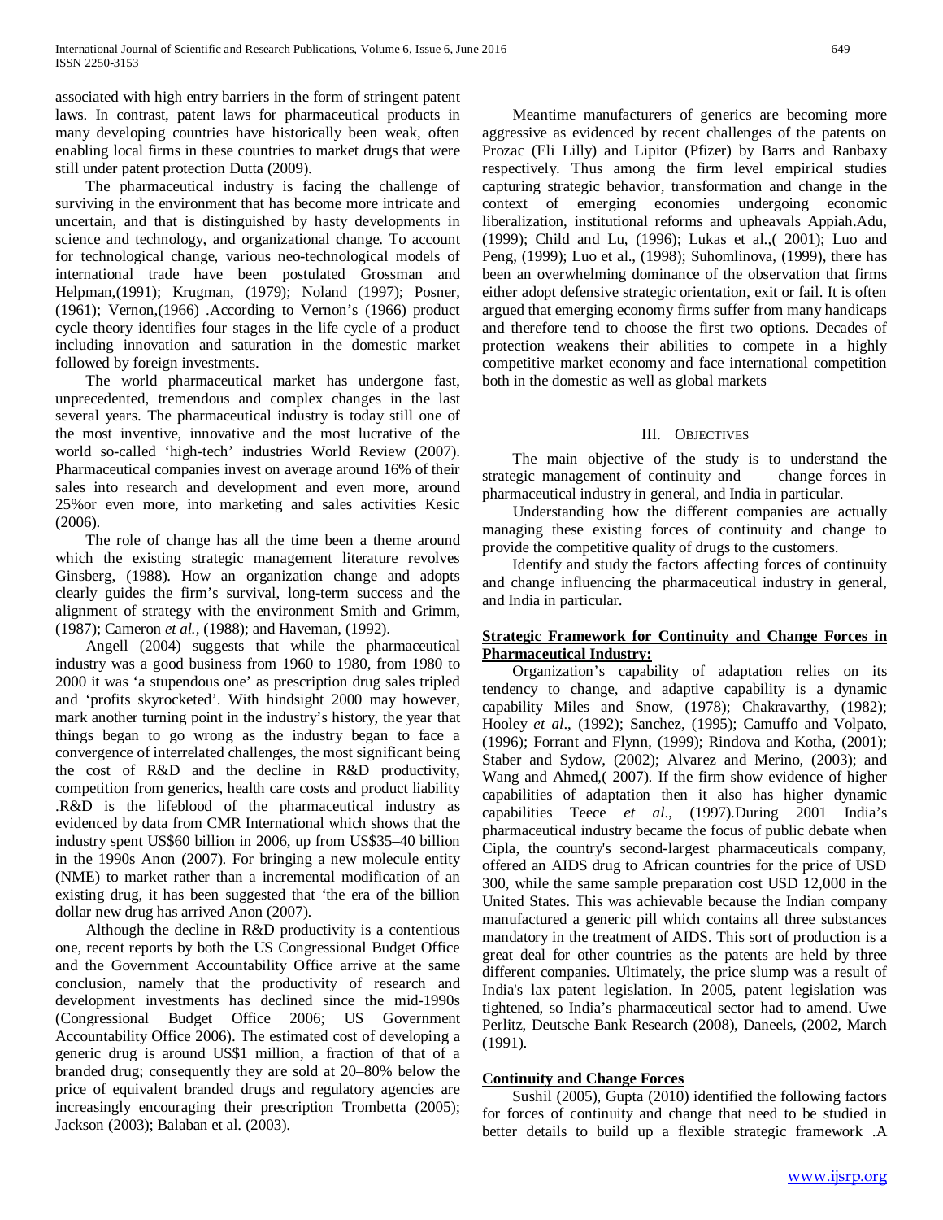associated with high entry barriers in the form of stringent patent laws. In contrast, patent laws for pharmaceutical products in many developing countries have historically been weak, often enabling local firms in these countries to market drugs that were still under patent protection Dutta (2009).

The pharmaceutical industry is facing the challenge of surviving in the environment that has become more intricate and uncertain, and that is distinguished by hasty developments in science and technology, and organizational change. To account for technological change, various neo-technological models of international trade have been postulated Grossman and Helpman,(1991); Krugman, (1979); Noland (1997); Posner, (1961); Vernon,(1966) .According to Vernon's (1966) product cycle theory identifies four stages in the life cycle of a product including innovation and saturation in the domestic market followed by foreign investments.

The world pharmaceutical market has undergone fast, unprecedented, tremendous and complex changes in the last several years. The pharmaceutical industry is today still one of the most inventive, innovative and the most lucrative of the world so-called 'high-tech' industries World Review (2007). Pharmaceutical companies invest on average around 16% of their sales into research and development and even more, around 25%or even more, into marketing and sales activities Kesic (2006).

The role of change has all the time been a theme around which the existing strategic management literature revolves Ginsberg, (1988). How an organization change and adopts clearly guides the firm's survival, long-term success and the alignment of strategy with the environment Smith and Grimm, (1987); Cameron *et al.*, (1988); and Haveman, (1992).

Angell (2004) suggests that while the pharmaceutical industry was a good business from 1960 to 1980, from 1980 to 2000 it was 'a stupendous one' as prescription drug sales tripled and 'profits skyrocketed'. With hindsight 2000 may however, mark another turning point in the industry's history, the year that things began to go wrong as the industry began to face a convergence of interrelated challenges, the most significant being the cost of R&D and the decline in R&D productivity, competition from generics, health care costs and product liability .R&D is the lifeblood of the pharmaceutical industry as evidenced by data from CMR International which shows that the industry spent US$60 billion in 2006, up from US$35–40 billion in the 1990s Anon (2007). For bringing a new molecule entity (NME) to market rather than a incremental modification of an existing drug, it has been suggested that 'the era of the billion dollar new drug has arrived Anon (2007).

Although the decline in R&D productivity is a contentious one, recent reports by both the US Congressional Budget Office and the Government Accountability Office arrive at the same conclusion, namely that the productivity of research and development investments has declined since the mid-1990s (Congressional Budget Office 2006; US Government Accountability Office 2006). The estimated cost of developing a generic drug is around US$1 million, a fraction of that of a branded drug; consequently they are sold at 20–80% below the price of equivalent branded drugs and regulatory agencies are increasingly encouraging their prescription Trombetta (2005); Jackson (2003); Balaban et al. (2003).

Meantime manufacturers of generics are becoming more aggressive as evidenced by recent challenges of the patents on Prozac (Eli Lilly) and Lipitor (Pfizer) by Barrs and Ranbaxy respectively. Thus among the firm level empirical studies capturing strategic behavior, transformation and change in the context of emerging economies undergoing economic liberalization, institutional reforms and upheavals Appiah.Adu, (1999); Child and Lu, (1996); Lukas et al.,( 2001); Luo and Peng, (1999); Luo et al., (1998); Suhomlinova, (1999), there has been an overwhelming dominance of the observation that firms either adopt defensive strategic orientation, exit or fail. It is often argued that emerging economy firms suffer from many handicaps and therefore tend to choose the first two options. Decades of protection weakens their abilities to compete in a highly competitive market economy and face international competition both in the domestic as well as global markets

## III. Objectives

The main objective of the study is to understand the strategic management of continuity and change forces in pharmaceutical industry in general, and India in particular.

Understanding how the different companies are actually managing these existing forces of continuity and change to provide the competitive quality of drugs to the customers.

Identify and study the factors affecting forces of continuity and change influencing the pharmaceutical industry in general, and India in particular.

### Strategic Framework for Continuity and Change Forces in Pharmaceutical Industry:

Organization's capability of adaptation relies on its tendency to change, and adaptive capability is a dynamic capability Miles and Snow, (1978); Chakravarthy, (1982); Hooley *et al*., (1992); Sanchez, (1995); Camuffo and Volpato, (1996); Forrant and Flynn, (1999); Rindova and Kotha, (2001); Staber and Sydow, (2002); Alvarez and Merino, (2003); and Wang and Ahmed,( 2007). If the firm show evidence of higher capabilities of adaptation then it also has higher dynamic capabilities Teece *et al*., (1997).During 2001 India's pharmaceutical industry became the focus of public debate when Cipla, the country's second-largest pharmaceuticals company, offered an AIDS drug to African countries for the price of USD 300, while the same sample preparation cost USD 12,000 in the United States. This was achievable because the Indian company manufactured a generic pill which contains all three substances mandatory in the treatment of AIDS. This sort of production is a great deal for other countries as the patents are held by three different companies. Ultimately, the price slump was a result of India's lax patent legislation. In 2005, patent legislation was tightened, so India's pharmaceutical sector had to amend. Uwe Perlitz, Deutsche Bank Research (2008), Daneels, (2002, March (1991).

### Continuity and Change Forces

Sushil (2005), Gupta (2010) identified the following factors for forces of continuity and change that need to be studied in better details to build up a flexible strategic framework .A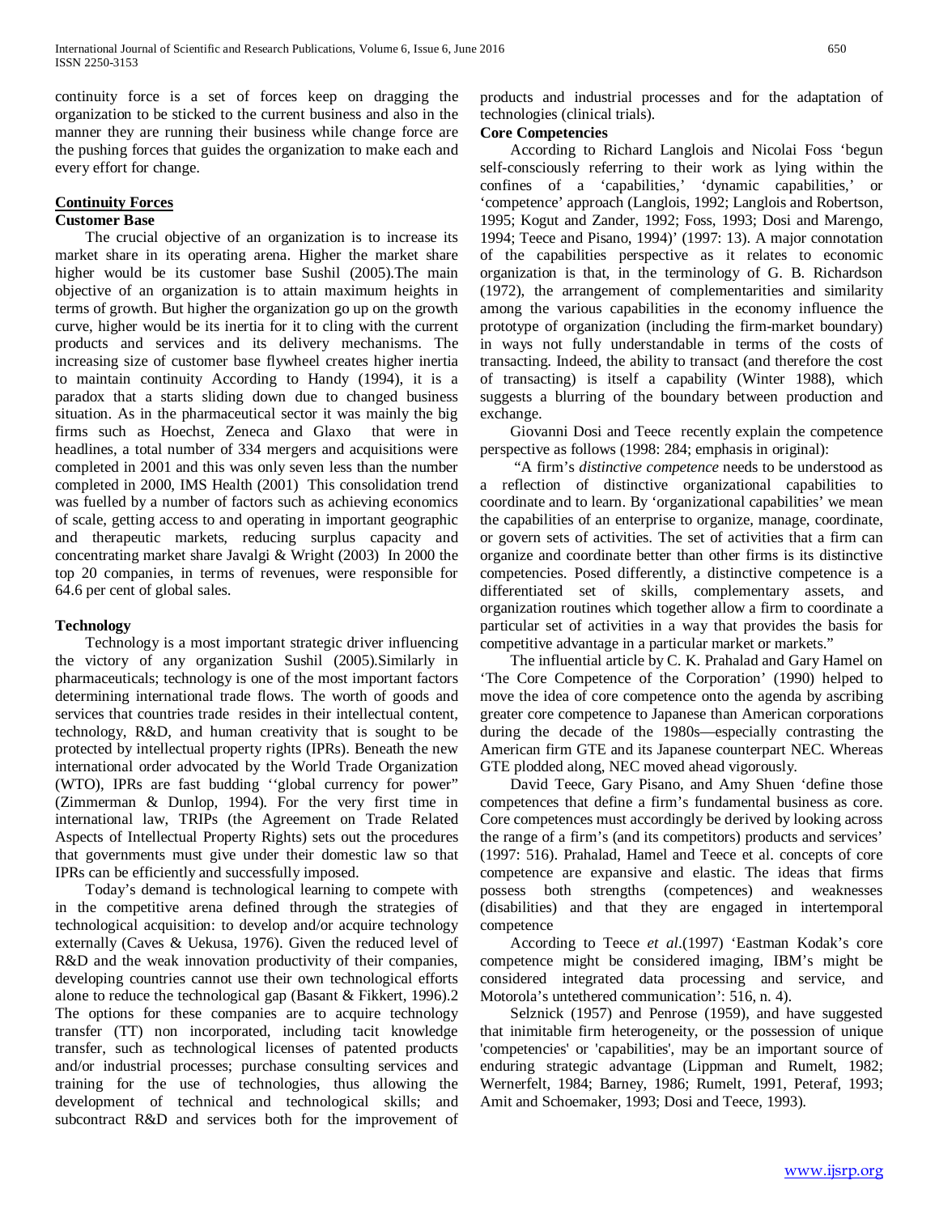continuity force is a set of forces keep on dragging the organization to be sticked to the current business and also in the manner they are running their business while change force are the pushing forces that guides the organization to make each and every effort for change.

## Continuity Forces

### Customer Base

The crucial objective of an organization is to increase its market share in its operating arena. Higher the market share higher would be its customer base Sushil (2005).The main objective of an organization is to attain maximum heights in terms of growth. But higher the organization go up on the growth curve, higher would be its inertia for it to cling with the current products and services and its delivery mechanisms. The increasing size of customer base flywheel creates higher inertia to maintain continuity According to Handy (1994), it is a paradox that a starts sliding down due to changed business situation. As in the pharmaceutical sector it was mainly the big firms such as Hoechst, Zeneca and Glaxo that were in headlines, a total number of 334 mergers and acquisitions were completed in 2001 and this was only seven less than the number completed in 2000, IMS Health (2001) This consolidation trend was fuelled by a number of factors such as achieving economics of scale, getting access to and operating in important geographic and therapeutic markets, reducing surplus capacity and concentrating market share Javalgi & Wright (2003) In 2000 the top 20 companies, in terms of revenues, were responsible for 64.6 per cent of global sales.

### Technology

Technology is a most important strategic driver influencing the victory of any organization Sushil (2005).Similarly in pharmaceuticals; technology is one of the most important factors determining international trade flows. The worth of goods and services that countries trade resides in their intellectual content, technology, R&D, and human creativity that is sought to be protected by intellectual property rights (IPRs). Beneath the new international order advocated by the World Trade Organization (WTO), IPRs are fast budding ''global currency for power" (Zimmerman & Dunlop, 1994). For the very first time in international law, TRIPs (the Agreement on Trade Related Aspects of Intellectual Property Rights) sets out the procedures that governments must give under their domestic law so that IPRs can be efficiently and successfully imposed.

Today's demand is technological learning to compete with in the competitive arena defined through the strategies of technological acquisition: to develop and/or acquire technology externally (Caves & Uekusa, 1976). Given the reduced level of R&D and the weak innovation productivity of their companies, developing countries cannot use their own technological efforts alone to reduce the technological gap (Basant & Fikkert, 1996).2 The options for these companies are to acquire technology transfer (TT) non incorporated, including tacit knowledge transfer, such as technological licenses of patented products and/or industrial processes; purchase consulting services and training for the use of technologies, thus allowing the development of technical and technological skills; and subcontract R&D and services both for the improvement of products and industrial processes and for the adaptation of technologies (clinical trials).

### Core Competencies

According to Richard Langlois and Nicolai Foss 'begun self-consciously referring to their work as lying within the confines of a 'capabilities,' 'dynamic capabilities,' or 'competence' approach (Langlois, 1992; Langlois and Robertson, 1995; Kogut and Zander, 1992; Foss, 1993; Dosi and Marengo, 1994; Teece and Pisano, 1994)' (1997: 13). A major connotation of the capabilities perspective as it relates to economic organization is that, in the terminology of G. B. Richardson (1972), the arrangement of complementarities and similarity among the various capabilities in the economy influence the prototype of organization (including the firm-market boundary) in ways not fully understandable in terms of the costs of transacting. Indeed, the ability to transact (and therefore the cost of transacting) is itself a capability (Winter 1988), which suggests a blurring of the boundary between production and exchange.

Giovanni Dosi and Teece recently explain the competence perspective as follows (1998: 284; emphasis in original):

"A firm's *distinctive competence* needs to be understood as a reflection of distinctive organizational capabilities to coordinate and to learn. By 'organizational capabilities' we mean the capabilities of an enterprise to organize, manage, coordinate, or govern sets of activities. The set of activities that a firm can organize and coordinate better than other firms is its distinctive competencies. Posed differently, a distinctive competence is a differentiated set of skills, complementary assets, and organization routines which together allow a firm to coordinate a particular set of activities in a way that provides the basis for competitive advantage in a particular market or markets."

The influential article by C. K. Prahalad and Gary Hamel on 'The Core Competence of the Corporation' (1990) helped to move the idea of core competence onto the agenda by ascribing greater core competence to Japanese than American corporations during the decade of the 1980s—especially contrasting the American firm GTE and its Japanese counterpart NEC. Whereas GTE plodded along, NEC moved ahead vigorously.

David Teece, Gary Pisano, and Amy Shuen 'define those competences that define a firm's fundamental business as core. Core competences must accordingly be derived by looking across the range of a firm's (and its competitors) products and services' (1997: 516). Prahalad, Hamel and Teece et al. concepts of core competence are expansive and elastic. The ideas that firms possess both strengths (competences) and weaknesses (disabilities) and that they are engaged in intertemporal competence

According to Teece *et al*.(1997) 'Eastman Kodak's core competence might be considered imaging, IBM's might be considered integrated data processing and service, and Motorola's untethered communication': 516, n. 4).

Selznick (1957) and Penrose (1959), and have suggested that inimitable firm heterogeneity, or the possession of unique 'competencies' or 'capabilities', may be an important source of enduring strategic advantage (Lippman and Rumelt, 1982; Wernerfelt, 1984; Barney, 1986; Rumelt, 1991, Peteraf, 1993; Amit and Schoemaker, 1993; Dosi and Teece, 1993).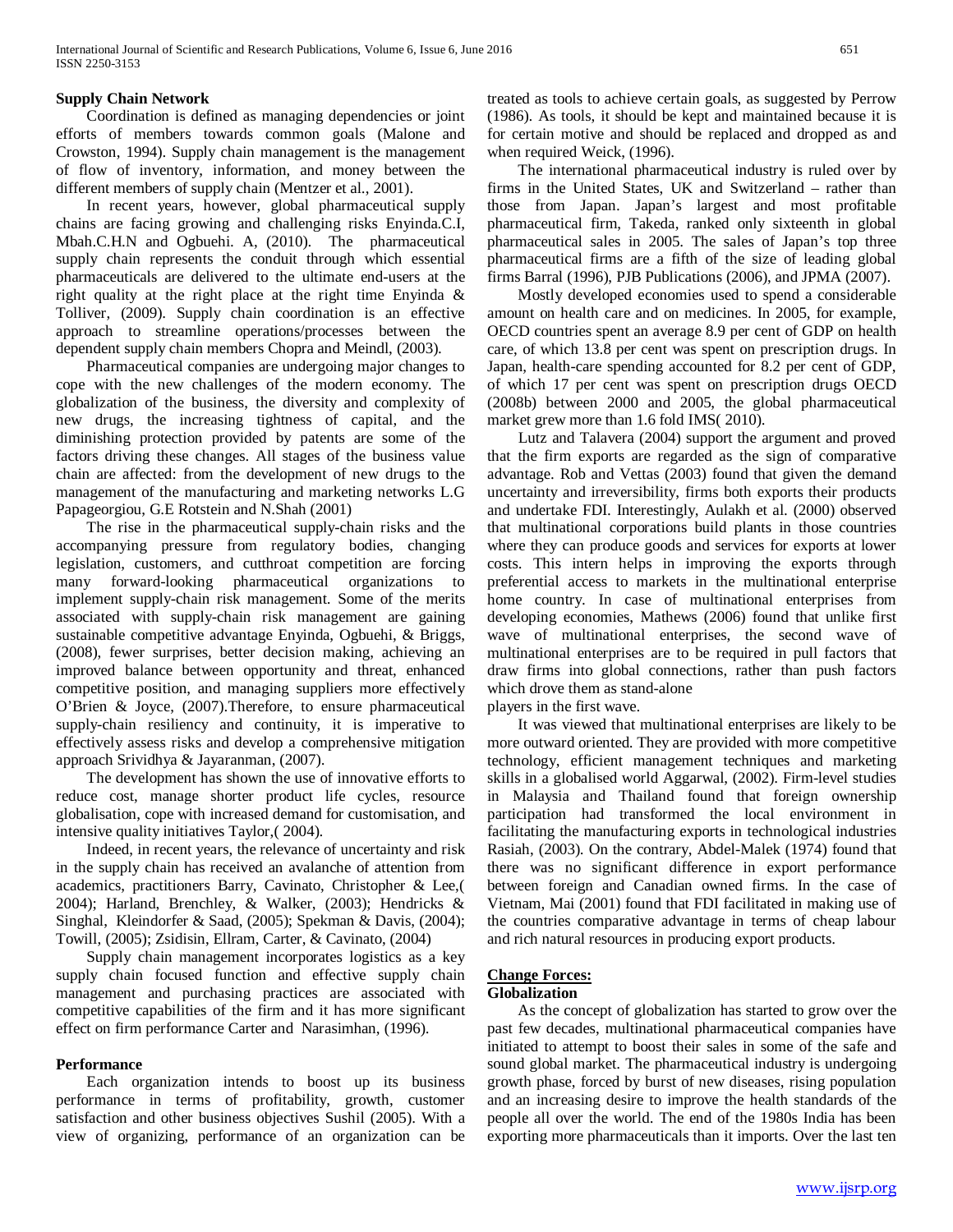## Supply Chain Network

Coordination is defined as managing dependencies or joint efforts of members towards common goals (Malone and Crowston, 1994). Supply chain management is the management of flow of inventory, information, and money between the different members of supply chain (Mentzer et al., 2001).

In recent years, however, global pharmaceutical supply chains are facing growing and challenging risks Enyinda.C.I, Mbah.C.H.N and Ogbuehi. A, (2010). The pharmaceutical supply chain represents the conduit through which essential pharmaceuticals are delivered to the ultimate end-users at the right quality at the right place at the right time Enyinda & Tolliver, (2009). Supply chain coordination is an effective approach to streamline operations/processes between the dependent supply chain members Chopra and Meindl, (2003).

Pharmaceutical companies are undergoing major changes to cope with the new challenges of the modern economy. The globalization of the business, the diversity and complexity of new drugs, the increasing tightness of capital, and the diminishing protection provided by patents are some of the factors driving these changes. All stages of the business value chain are affected: from the development of new drugs to the management of the manufacturing and marketing networks L.G Papageorgiou, G.E Rotstein and N.Shah (2001)

The rise in the pharmaceutical supply-chain risks and the accompanying pressure from regulatory bodies, changing legislation, customers, and cutthroat competition are forcing many forward-looking pharmaceutical organizations to implement supply-chain risk management. Some of the merits associated with supply-chain risk management are gaining sustainable competitive advantage Enyinda, Ogbuehi, & Briggs, (2008), fewer surprises, better decision making, achieving an improved balance between opportunity and threat, enhanced competitive position, and managing suppliers more effectively O'Brien & Joyce, (2007).Therefore, to ensure pharmaceutical supply-chain resiliency and continuity, it is imperative to effectively assess risks and develop a comprehensive mitigation approach Srividhya & Jayaranman, (2007).

The development has shown the use of innovative efforts to reduce cost, manage shorter product life cycles, resource globalisation, cope with increased demand for customisation, and intensive quality initiatives Taylor,( 2004).

Indeed, in recent years, the relevance of uncertainty and risk in the supply chain has received an avalanche of attention from academics, practitioners Barry, Cavinato, Christopher & Lee,( 2004); Harland, Brenchley, & Walker, (2003); Hendricks & Singhal, Kleindorfer & Saad, (2005); Spekman & Davis, (2004); Towill, (2005); Zsidisin, Ellram, Carter, & Cavinato, (2004)

Supply chain management incorporates logistics as a key supply chain focused function and effective supply chain management and purchasing practices are associated with competitive capabilities of the firm and it has more significant effect on firm performance Carter and Narasimhan, (1996).

## Performance

Each organization intends to boost up its business performance in terms of profitability, growth, customer satisfaction and other business objectives Sushil (2005). With a view of organizing, performance of an organization can be treated as tools to achieve certain goals, as suggested by Perrow (1986). As tools, it should be kept and maintained because it is for certain motive and should be replaced and dropped as and when required Weick, (1996).

The international pharmaceutical industry is ruled over by firms in the United States, UK and Switzerland – rather than those from Japan. Japan's largest and most profitable pharmaceutical firm, Takeda, ranked only sixteenth in global pharmaceutical sales in 2005. The sales of Japan's top three pharmaceutical firms are a fifth of the size of leading global firms Barral (1996), PJB Publications (2006), and JPMA (2007).

Mostly developed economies used to spend a considerable amount on health care and on medicines. In 2005, for example, OECD countries spent an average 8.9 per cent of GDP on health care, of which 13.8 per cent was spent on prescription drugs. In Japan, health-care spending accounted for 8.2 per cent of GDP, of which 17 per cent was spent on prescription drugs OECD (2008b) between 2000 and 2005, the global pharmaceutical market grew more than 1.6 fold IMS( 2010).

Lutz and Talavera (2004) support the argument and proved that the firm exports are regarded as the sign of comparative advantage. Rob and Vettas (2003) found that given the demand uncertainty and irreversibility, firms both exports their products and undertake FDI. Interestingly, Aulakh et al. (2000) observed that multinational corporations build plants in those countries where they can produce goods and services for exports at lower costs. This intern helps in improving the exports through preferential access to markets in the multinational enterprise home country. In case of multinational enterprises from developing economies, Mathews (2006) found that unlike first wave of multinational enterprises, the second wave of multinational enterprises are to be required in pull factors that draw firms into global connections, rather than push factors which drove them as stand-alone players in the first wave.

It was viewed that multinational enterprises are likely to be more outward oriented. They are provided with more competitive technology, efficient management techniques and marketing skills in a globalised world Aggarwal, (2002). Firm-level studies in Malaysia and Thailand found that foreign ownership participation had transformed the local environment in facilitating the manufacturing exports in technological industries Rasiah, (2003). On the contrary, Abdel-Malek (1974) found that there was no significant difference in export performance between foreign and Canadian owned firms. In the case of Vietnam, Mai (2001) found that FDI facilitated in making use of the countries comparative advantage in terms of cheap labour and rich natural resources in producing export products.

## Change Forces:

### Globalization

As the concept of globalization has started to grow over the past few decades, multinational pharmaceutical companies have initiated to attempt to boost their sales in some of the safe and sound global market. The pharmaceutical industry is undergoing growth phase, forced by burst of new diseases, rising population and an increasing desire to improve the health standards of the people all over the world. The end of the 1980s India has been exporting more pharmaceuticals than it imports. Over the last ten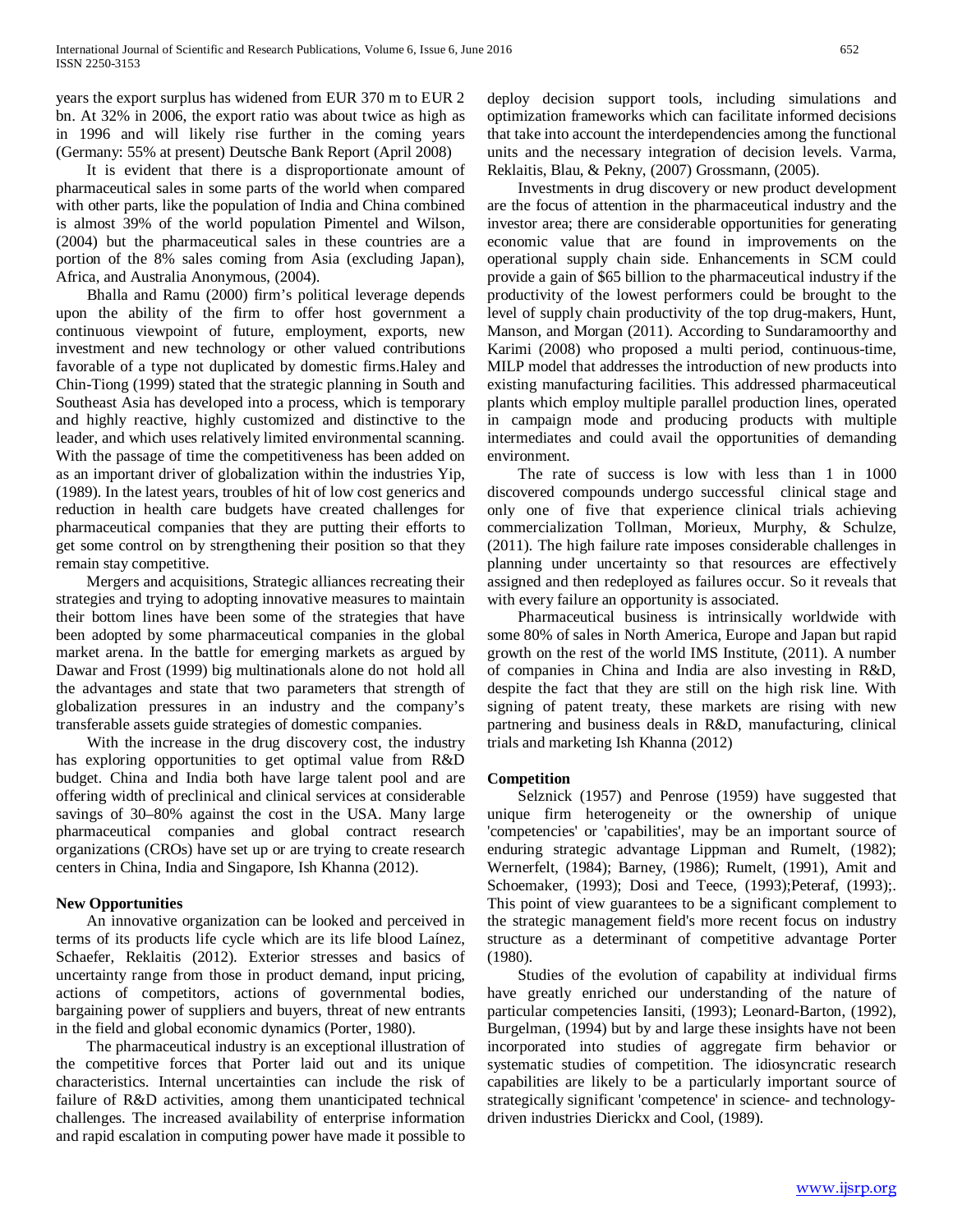years the export surplus has widened from EUR 370 m to EUR 2 bn. At 32% in 2006, the export ratio was about twice as high as in 1996 and will likely rise further in the coming years (Germany: 55% at present) Deutsche Bank Report (April 2008)

It is evident that there is a disproportionate amount of pharmaceutical sales in some parts of the world when compared with other parts, like the population of India and China combined is almost 39% of the world population Pimentel and Wilson, (2004) but the pharmaceutical sales in these countries are a portion of the 8% sales coming from Asia (excluding Japan), Africa, and Australia Anonymous, (2004).

Bhalla and Ramu (2000) firm's political leverage depends upon the ability of the firm to offer host government a continuous viewpoint of future, employment, exports, new investment and new technology or other valued contributions favorable of a type not duplicated by domestic firms.Haley and Chin-Tiong (1999) stated that the strategic planning in South and Southeast Asia has developed into a process, which is temporary and highly reactive, highly customized and distinctive to the leader, and which uses relatively limited environmental scanning. With the passage of time the competitiveness has been added on as an important driver of globalization within the industries Yip, (1989). In the latest years, troubles of hit of low cost generics and reduction in health care budgets have created challenges for pharmaceutical companies that they are putting their efforts to get some control on by strengthening their position so that they remain stay competitive.

Mergers and acquisitions, Strategic alliances recreating their strategies and trying to adopting innovative measures to maintain their bottom lines have been some of the strategies that have been adopted by some pharmaceutical companies in the global market arena. In the battle for emerging markets as argued by Dawar and Frost (1999) big multinationals alone do not hold all the advantages and state that two parameters that strength of globalization pressures in an industry and the company's transferable assets guide strategies of domestic companies.

With the increase in the drug discovery cost, the industry has exploring opportunities to get optimal value from R&D budget. China and India both have large talent pool and are offering width of preclinical and clinical services at considerable savings of 30–80% against the cost in the USA. Many large pharmaceutical companies and global contract research organizations (CROs) have set up or are trying to create research centers in China, India and Singapore, Ish Khanna (2012).

## New Opportunities

An innovative organization can be looked and perceived in terms of its products life cycle which are its life blood Laínez, Schaefer, Reklaitis (2012). Exterior stresses and basics of uncertainty range from those in product demand, input pricing, actions of competitors, actions of governmental bodies, bargaining power of suppliers and buyers, threat of new entrants in the field and global economic dynamics (Porter, 1980).

The pharmaceutical industry is an exceptional illustration of the competitive forces that Porter laid out and its unique characteristics. Internal uncertainties can include the risk of failure of R&D activities, among them unanticipated technical challenges. The increased availability of enterprise information and rapid escalation in computing power have made it possible to deploy decision support tools, including simulations and optimization frameworks which can facilitate informed decisions that take into account the interdependencies among the functional units and the necessary integration of decision levels. Varma, Reklaitis, Blau, & Pekny, (2007) Grossmann, (2005).

Investments in drug discovery or new product development are the focus of attention in the pharmaceutical industry and the investor area; there are considerable opportunities for generating economic value that are found in improvements on the operational supply chain side. Enhancements in SCM could provide a gain of $65 billion to the pharmaceutical industry if the productivity of the lowest performers could be brought to the level of supply chain productivity of the top drug-makers, Hunt, Manson, and Morgan (2011). According to Sundaramoorthy and Karimi (2008) who proposed a multi period, continuous-time, MILP model that addresses the introduction of new products into existing manufacturing facilities. This addressed pharmaceutical plants which employ multiple parallel production lines, operated in campaign mode and producing products with multiple intermediates and could avail the opportunities of demanding environment.

The rate of success is low with less than 1 in 1000 discovered compounds undergo successful clinical stage and only one of five that experience clinical trials achieving commercialization Tollman, Morieux, Murphy, & Schulze, (2011). The high failure rate imposes considerable challenges in planning under uncertainty so that resources are effectively assigned and then redeployed as failures occur. So it reveals that with every failure an opportunity is associated.

Pharmaceutical business is intrinsically worldwide with some 80% of sales in North America, Europe and Japan but rapid growth on the rest of the world IMS Institute, (2011). A number of companies in China and India are also investing in R&D, despite the fact that they are still on the high risk line. With signing of patent treaty, these markets are rising with new partnering and business deals in R&D, manufacturing, clinical trials and marketing Ish Khanna (2012)

## Competition

Selznick (1957) and Penrose (1959) have suggested that unique firm heterogeneity or the ownership of unique 'competencies' or 'capabilities', may be an important source of enduring strategic advantage Lippman and Rumelt, (1982); Wernerfelt, (1984); Barney, (1986); Rumelt, (1991), Amit and Schoemaker, (1993); Dosi and Teece, (1993);Peteraf, (1993);. This point of view guarantees to be a significant complement to the strategic management field's more recent focus on industry structure as a determinant of competitive advantage Porter (1980).

Studies of the evolution of capability at individual firms have greatly enriched our understanding of the nature of particular competencies Iansiti, (1993); Leonard-Barton, (1992), Burgelman, (1994) but by and large these insights have not been incorporated into studies of aggregate firm behavior or systematic studies of competition. The idiosyncratic research capabilities are likely to be a particularly important source of strategically significant 'competence' in science- and technology-driven industries Dierickx and Cool, (1989).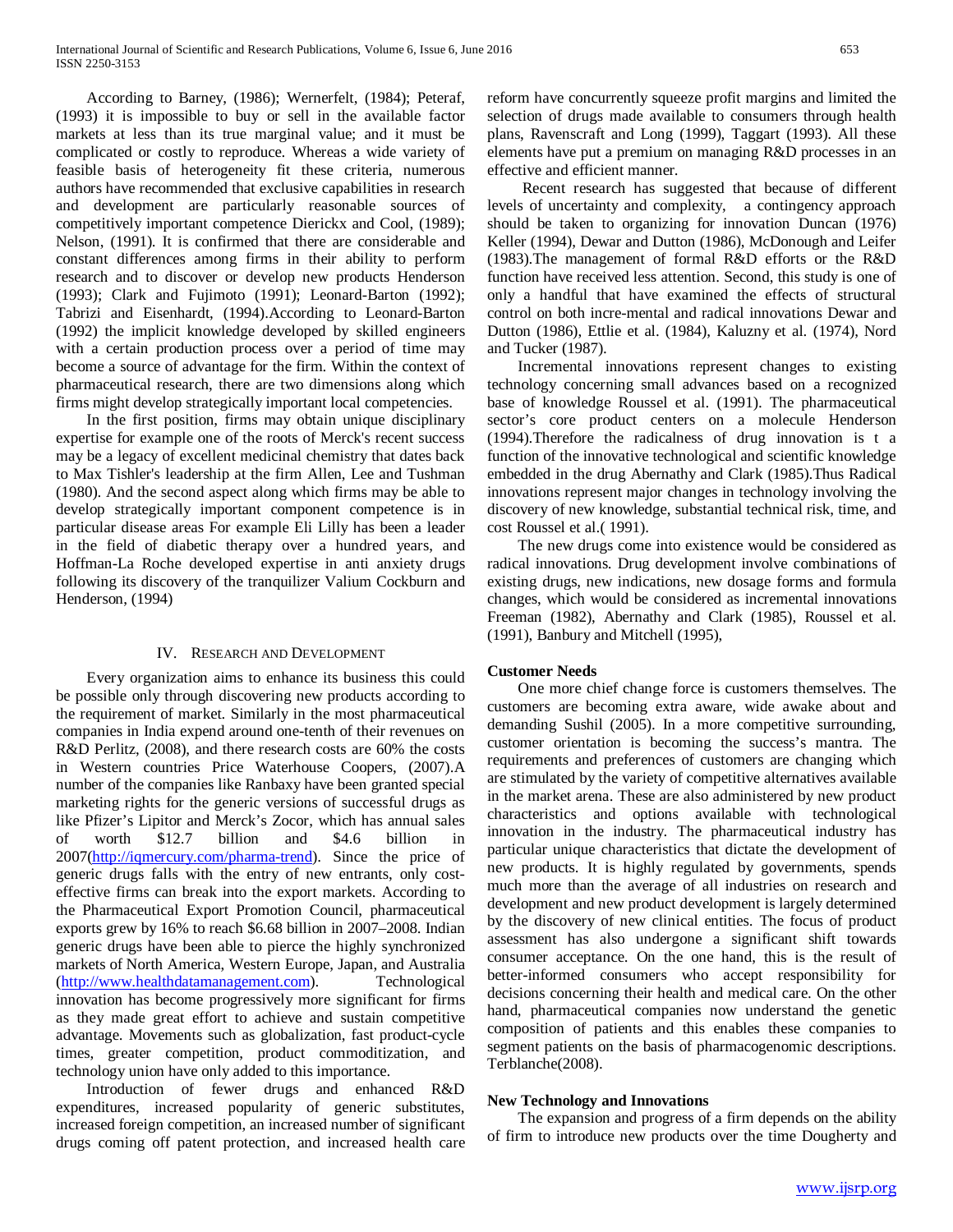According to Barney, (1986); Wernerfelt, (1984); Peteraf, (1993) it is impossible to buy or sell in the available factor markets at less than its true marginal value; and it must be complicated or costly to reproduce. Whereas a wide variety of feasible basis of heterogeneity fit these criteria, numerous authors have recommended that exclusive capabilities in research and development are particularly reasonable sources of competitively important competence Dierickx and Cool, (1989); Nelson, (1991). It is confirmed that there are considerable and constant differences among firms in their ability to perform research and to discover or develop new products Henderson (1993); Clark and Fujimoto (1991); Leonard-Barton (1992); Tabrizi and Eisenhardt, (1994).According to Leonard-Barton (1992) the implicit knowledge developed by skilled engineers with a certain production process over a period of time may become a source of advantage for the firm. Within the context of pharmaceutical research, there are two dimensions along which firms might develop strategically important local competencies.

In the first position, firms may obtain unique disciplinary expertise for example one of the roots of Merck's recent success may be a legacy of excellent medicinal chemistry that dates back to Max Tishler's leadership at the firm Allen, Lee and Tushman (1980). And the second aspect along which firms may be able to develop strategically important component competence is in particular disease areas For example Eli Lilly has been a leader in the field of diabetic therapy over a hundred years, and Hoffman-La Roche developed expertise in anti anxiety drugs following its discovery of the tranquilizer Valium Cockburn and Henderson, (1994)

## IV. Research and Development

Every organization aims to enhance its business this could be possible only through discovering new products according to the requirement of market. Similarly in the most pharmaceutical companies in India expend around one-tenth of their revenues on R&D Perlitz, (2008), and there research costs are 60% the costs in Western countries Price Waterhouse Coopers, (2007).A number of the companies like Ranbaxy have been granted special marketing rights for the generic versions of successful drugs as like Pfizer's Lipitor and Merck's Zocor, which has annual sales of worth $12.7 billion and $4.6 billion in 2007(http://iqmercury.com/pharma-trend). Since the price of generic drugs falls with the entry of new entrants, only cost-effective firms can break into the export markets. According to the Pharmaceutical Export Promotion Council, pharmaceutical exports grew by 16% to reach $6.68 billion in 2007–2008. Indian generic drugs have been able to pierce the highly synchronized markets of North America, Western Europe, Japan, and Australia (http://www.healthdatamanagement.com). Technological innovation has become progressively more significant for firms as they made great effort to achieve and sustain competitive advantage. Movements such as globalization, fast product-cycle times, greater competition, product commoditization, and technology union have only added to this importance.

Introduction of fewer drugs and enhanced R&D expenditures, increased popularity of generic substitutes, increased foreign competition, an increased number of significant drugs coming off patent protection, and increased health care reform have concurrently squeeze profit margins and limited the selection of drugs made available to consumers through health plans, Ravenscraft and Long (1999), Taggart (1993). All these elements have put a premium on managing R&D processes in an effective and efficient manner.

Recent research has suggested that because of different levels of uncertainty and complexity, a contingency approach should be taken to organizing for innovation Duncan (1976) Keller (1994), Dewar and Dutton (1986), McDonough and Leifer (1983).The management of formal R&D efforts or the R&D function have received less attention. Second, this study is one of only a handful that have examined the effects of structural control on both incre-mental and radical innovations Dewar and Dutton (1986), Ettlie et al. (1984), Kaluzny et al. (1974), Nord and Tucker (1987).

Incremental innovations represent changes to existing technology concerning small advances based on a recognized base of knowledge Roussel et al. (1991). The pharmaceutical sector's core product centers on a molecule Henderson (1994).Therefore the radicalness of drug innovation is t a function of the innovative technological and scientific knowledge embedded in the drug Abernathy and Clark (1985).Thus Radical innovations represent major changes in technology involving the discovery of new knowledge, substantial technical risk, time, and cost Roussel et al.( 1991).

The new drugs come into existence would be considered as radical innovations. Drug development involve combinations of existing drugs, new indications, new dosage forms and formula changes, which would be considered as incremental innovations Freeman (1982), Abernathy and Clark (1985), Roussel et al. (1991), Banbury and Mitchell (1995),

### Customer Needs

One more chief change force is customers themselves. The customers are becoming extra aware, wide awake about and demanding Sushil (2005). In a more competitive surrounding, customer orientation is becoming the success's mantra. The requirements and preferences of customers are changing which are stimulated by the variety of competitive alternatives available in the market arena. These are also administered by new product characteristics and options available with technological innovation in the industry. The pharmaceutical industry has particular unique characteristics that dictate the development of new products. It is highly regulated by governments, spends much more than the average of all industries on research and development and new product development is largely determined by the discovery of new clinical entities. The focus of product assessment has also undergone a significant shift towards consumer acceptance. On the one hand, this is the result of better-informed consumers who accept responsibility for decisions concerning their health and medical care. On the other hand, pharmaceutical companies now understand the genetic composition of patients and this enables these companies to segment patients on the basis of pharmacogenomic descriptions. Terblanche(2008).

### New Technology and Innovations

The expansion and progress of a firm depends on the ability of firm to introduce new products over the time Dougherty and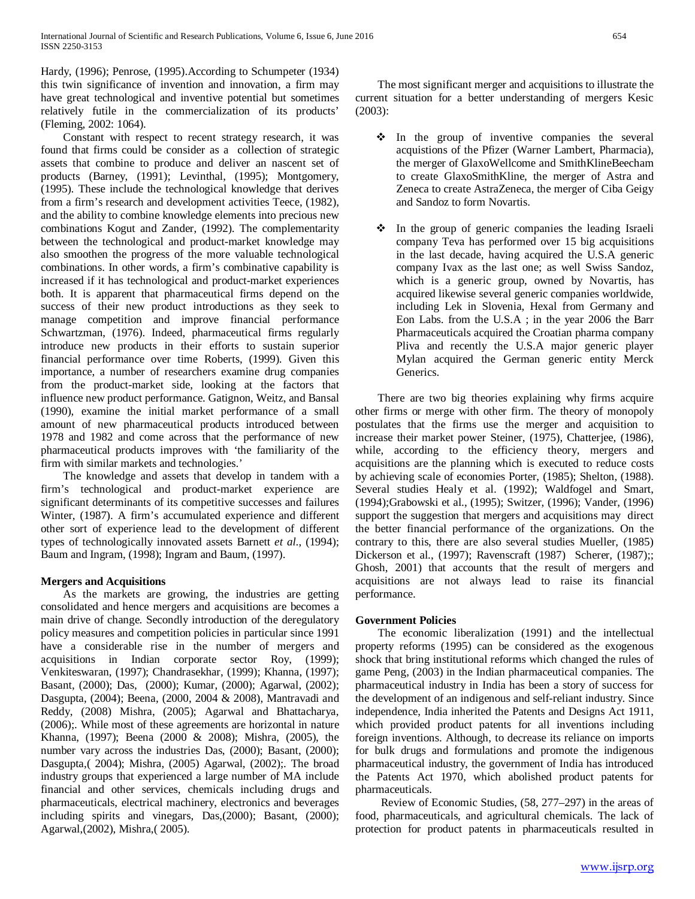Hardy, (1996); Penrose, (1995).According to Schumpeter (1934) this twin significance of invention and innovation, a firm may have great technological and inventive potential but sometimes relatively futile in the commercialization of its products' (Fleming, 2002: 1064).

Constant with respect to recent strategy research, it was found that firms could be consider as a collection of strategic assets that combine to produce and deliver an nascent set of products (Barney, (1991); Levinthal, (1995); Montgomery, (1995). These include the technological knowledge that derives from a firm's research and development activities Teece, (1982), and the ability to combine knowledge elements into precious new combinations Kogut and Zander, (1992). The complementarity between the technological and product-market knowledge may also smoothen the progress of the more valuable technological combinations. In other words, a firm's combinative capability is increased if it has technological and product-market experiences both. It is apparent that pharmaceutical firms depend on the success of their new product introductions as they seek to manage competition and improve financial performance Schwartzman, (1976). Indeed, pharmaceutical firms regularly introduce new products in their efforts to sustain superior financial performance over time Roberts, (1999). Given this importance, a number of researchers examine drug companies from the product-market side, looking at the factors that influence new product performance. Gatignon, Weitz, and Bansal (1990), examine the initial market performance of a small amount of new pharmaceutical products introduced between 1978 and 1982 and come across that the performance of new pharmaceutical products improves with 'the familiarity of the firm with similar markets and technologies.'

The knowledge and assets that develop in tandem with a firm's technological and product-market experience are significant determinants of its competitive successes and failures Winter, (1987). A firm's accumulated experience and different other sort of experience lead to the development of different types of technologically innovated assets Barnett *et al.*, (1994); Baum and Ingram, (1998); Ingram and Baum, (1997).

**Mergers and Acquisitions**

As the markets are growing, the industries are getting consolidated and hence mergers and acquisitions are becomes a main drive of change. Secondly introduction of the deregulatory policy measures and competition policies in particular since 1991 have a considerable rise in the number of mergers and acquisitions in Indian corporate sector Roy, (1999); Venkiteswaran, (1997); Chandrasekhar, (1999); Khanna, (1997); Basant, (2000); Das, (2000); Kumar, (2000); Agarwal, (2002); Dasgupta, (2004); Beena, (2000, 2004 & 2008), Mantravadi and Reddy, (2008) Mishra, (2005); Agarwal and Bhattacharya, (2006);. While most of these agreements are horizontal in nature Khanna, (1997); Beena (2000 & 2008); Mishra, (2005), the number vary across the industries Das, (2000); Basant, (2000); Dasgupta,( 2004); Mishra, (2005) Agarwal, (2002);. The broad industry groups that experienced a large number of MA include financial and other services, chemicals including drugs and pharmaceuticals, electrical machinery, electronics and beverages including spirits and vinegars, Das,(2000); Basant, (2000); Agarwal,(2002), Mishra,( 2005).

The most significant merger and acquisitions to illustrate the current situation for a better understanding of mergers Kesic (2003):

- In the group of inventive companies the several acquistions of the Pfizer (Warner Lambert, Pharmacia), the merger of GlaxoWellcome and SmithKlineBeecham to create GlaxoSmithKline, the merger of Astra and Zeneca to create AstraZeneca, the merger of Ciba Geigy and Sandoz to form Novartis.
- In the group of generic companies the leading Israeli company Teva has performed over 15 big acquisitions in the last decade, having acquired the U.S.A generic company Ivax as the last one; as well Swiss Sandoz, which is a generic group, owned by Novartis, has acquired likewise several generic companies worldwide, including Lek in Slovenia, Hexal from Germany and Eon Labs. from the U.S.A ; in the year 2006 the Barr Pharmaceuticals acquired the Croatian pharma company Pliva and recently the U.S.A major generic player Mylan acquired the German generic entity Merck Generics.

There are two big theories explaining why firms acquire other firms or merge with other firm. The theory of monopoly postulates that the firms use the merger and acquisition to increase their market power Steiner, (1975), Chatterjee, (1986), while, according to the efficiency theory, mergers and acquisitions are the planning which is executed to reduce costs by achieving scale of economies Porter, (1985); Shelton, (1988). Several studies Healy et al. (1992); Waldfogel and Smart, (1994);Grabowski et al., (1995); Switzer, (1996); Vander, (1996) support the suggestion that mergers and acquisitions may direct the better financial performance of the organizations. On the contrary to this, there are also several studies Mueller, (1985) Dickerson et al., (1997); Ravenscraft (1987) Scherer, (1987);; Ghosh, 2001) that accounts that the result of mergers and acquisitions are not always lead to raise its financial performance.

**Government Policies**

The economic liberalization (1991) and the intellectual property reforms (1995) can be considered as the exogenous shock that bring institutional reforms which changed the rules of game Peng, (2003) in the Indian pharmaceutical companies. The pharmaceutical industry in India has been a story of success for the development of an indigenous and self-reliant industry. Since independence, India inherited the Patents and Designs Act 1911, which provided product patents for all inventions including foreign inventions. Although, to decrease its reliance on imports for bulk drugs and formulations and promote the indigenous pharmaceutical industry, the government of India has introduced the Patents Act 1970, which abolished product patents for pharmaceuticals.

Review of Economic Studies, (58, 277–297) in the areas of food, pharmaceuticals, and agricultural chemicals. The lack of protection for product patents in pharmaceuticals resulted in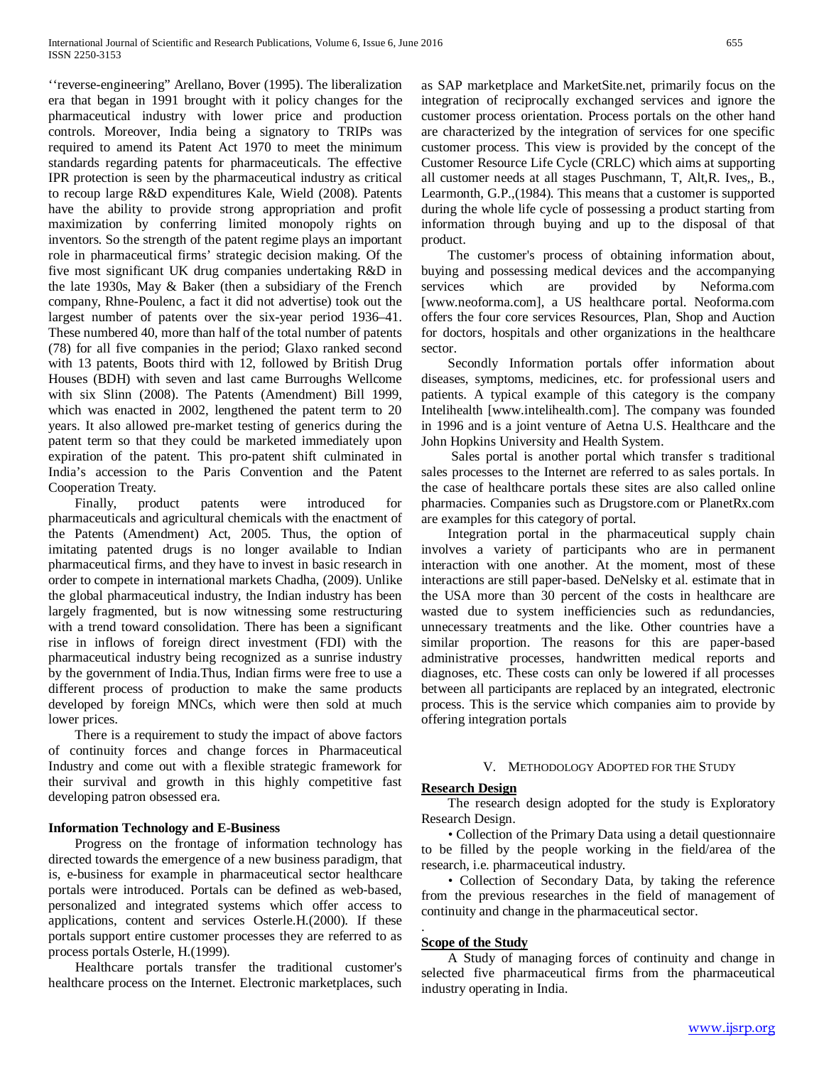''reverse-engineering" Arellano, Bover (1995). The liberalization era that began in 1991 brought with it policy changes for the pharmaceutical industry with lower price and production controls. Moreover, India being a signatory to TRIPs was required to amend its Patent Act 1970 to meet the minimum standards regarding patents for pharmaceuticals. The effective IPR protection is seen by the pharmaceutical industry as critical to recoup large R&D expenditures Kale, Wield (2008). Patents have the ability to provide strong appropriation and profit maximization by conferring limited monopoly rights on inventors. So the strength of the patent regime plays an important role in pharmaceutical firms' strategic decision making. Of the five most significant UK drug companies undertaking R&D in the late 1930s, May & Baker (then a subsidiary of the French company, Rhne-Poulenc, a fact it did not advertise) took out the largest number of patents over the six-year period 1936–41. These numbered 40, more than half of the total number of patents (78) for all five companies in the period; Glaxo ranked second with 13 patents, Boots third with 12, followed by British Drug Houses (BDH) with seven and last came Burroughs Wellcome with six Slinn (2008). The Patents (Amendment) Bill 1999, which was enacted in 2002, lengthened the patent term to 20 years. It also allowed pre-market testing of generics during the patent term so that they could be marketed immediately upon expiration of the patent. This pro-patent shift culminated in India's accession to the Paris Convention and the Patent Cooperation Treaty.

Finally, product patents were introduced for pharmaceuticals and agricultural chemicals with the enactment of the Patents (Amendment) Act, 2005. Thus, the option of imitating patented drugs is no longer available to Indian pharmaceutical firms, and they have to invest in basic research in order to compete in international markets Chadha, (2009). Unlike the global pharmaceutical industry, the Indian industry has been largely fragmented, but is now witnessing some restructuring with a trend toward consolidation. There has been a significant rise in inflows of foreign direct investment (FDI) with the pharmaceutical industry being recognized as a sunrise industry by the government of India.Thus, Indian firms were free to use a different process of production to make the same products developed by foreign MNCs, which were then sold at much lower prices.

There is a requirement to study the impact of above factors of continuity forces and change forces in Pharmaceutical Industry and come out with a flexible strategic framework for their survival and growth in this highly competitive fast developing patron obsessed era.

**Information Technology and E-Business**

Progress on the frontage of information technology has directed towards the emergence of a new business paradigm, that is, e-business for example in pharmaceutical sector healthcare portals were introduced. Portals can be defined as web-based, personalized and integrated systems which offer access to applications, content and services Osterle.H.(2000). If these portals support entire customer processes they are referred to as process portals Osterle, H.(1999).

Healthcare portals transfer the traditional customer's healthcare process on the Internet. Electronic marketplaces, such as SAP marketplace and MarketSite.net, primarily focus on the integration of reciprocally exchanged services and ignore the customer process orientation. Process portals on the other hand are characterized by the integration of services for one specific customer process. This view is provided by the concept of the Customer Resource Life Cycle (CRLC) which aims at supporting all customer needs at all stages Puschmann, T, Alt,R. Ives,, B., Learmonth, G.P.,(1984). This means that a customer is supported during the whole life cycle of possessing a product starting from information through buying and up to the disposal of that product.

The customer's process of obtaining information about, buying and possessing medical devices and the accompanying services which are provided by Neforma.com [www.neoforma.com], a US healthcare portal. Neoforma.com offers the four core services Resources, Plan, Shop and Auction for doctors, hospitals and other organizations in the healthcare sector.

Secondly Information portals offer information about diseases, symptoms, medicines, etc. for professional users and patients. A typical example of this category is the company Intelihealth [www.intelihealth.com]. The company was founded in 1996 and is a joint venture of Aetna U.S. Healthcare and the John Hopkins University and Health System.

Sales portal is another portal which transfer s traditional sales processes to the Internet are referred to as sales portals. In the case of healthcare portals these sites are also called online pharmacies. Companies such as Drugstore.com or PlanetRx.com are examples for this category of portal.

Integration portal in the pharmaceutical supply chain involves a variety of participants who are in permanent interaction with one another. At the moment, most of these interactions are still paper-based. DeNelsky et al. estimate that in the USA more than 30 percent of the costs in healthcare are wasted due to system inefficiencies such as redundancies, unnecessary treatments and the like. Other countries have a similar proportion. The reasons for this are paper-based administrative processes, handwritten medical reports and diagnoses, etc. These costs can only be lowered if all processes between all participants are replaced by an integrated, electronic process. This is the service which companies aim to provide by offering integration portals

## V. Methodology Adopted for the Study

**Research Design**

The research design adopted for the study is Exploratory Research Design.

• Collection of the Primary Data using a detail questionnaire to be filled by the people working in the field/area of the research, i.e. pharmaceutical industry.

• Collection of Secondary Data, by taking the reference from the previous researches in the field of management of continuity and change in the pharmaceutical sector.

**Scope of the Study**

A Study of managing forces of continuity and change in selected five pharmaceutical firms from the pharmaceutical industry operating in India.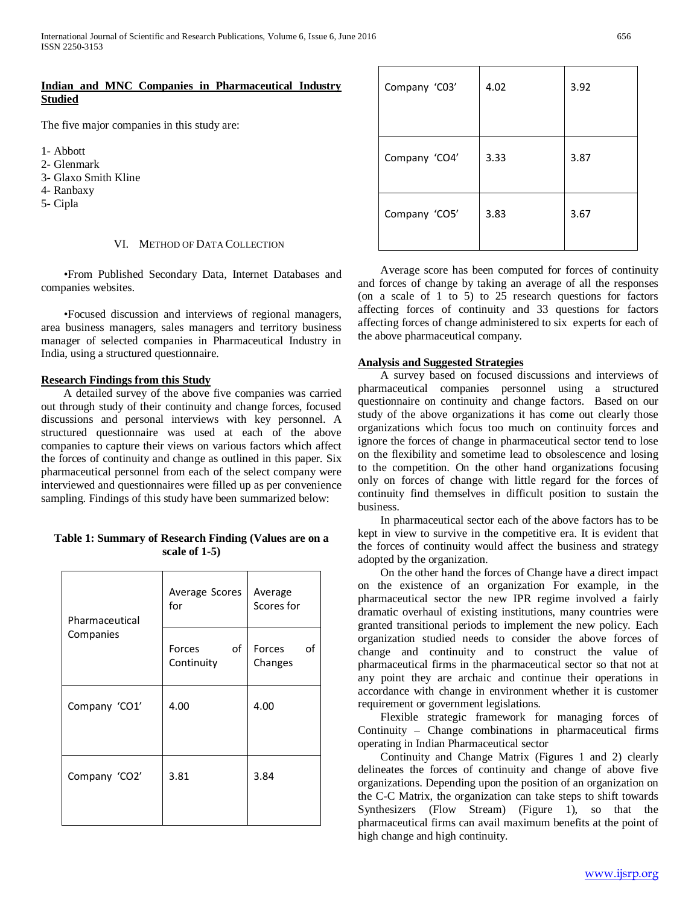**Indian and MNC Companies in Pharmaceutical Industry Studied**

The five major companies in this study are:

1- Abbott
2- Glenmark
3- Glaxo Smith Kline
4- Ranbaxy
5- Cipla

## VI. Method of Data Collection

•From Published Secondary Data, Internet Databases and companies websites.

•Focused discussion and interviews of regional managers, area business managers, sales managers and territory business manager of selected companies in Pharmaceutical Industry in India, using a structured questionnaire.

**Research Findings from this Study**

A detailed survey of the above five companies was carried out through study of their continuity and change forces, focused discussions and personal interviews with key personnel. A structured questionnaire was used at each of the above companies to capture their views on various factors which affect the forces of continuity and change as outlined in this paper. Six pharmaceutical personnel from each of the select company were interviewed and questionnaires were filled up as per convenience sampling. Findings of this study have been summarized below:

**Table 1: Summary of Research Finding (Values are on a scale of 1-5)**

| Pharmaceutical Companies | Average Scores for | Average Scores for |
|---|---|---|
| | Forces of Continuity | Forces of Changes |
| Company 'CO1' | 4.00 | 4.00 |
| Company 'CO2' | 3.81 | 3.84 |
| Company 'C03' | 4.02 | 3.92 |
| Company 'CO4' | 3.33 | 3.87 |
| Company 'CO5' | 3.83 | 3.67 |

Average score has been computed for forces of continuity and forces of change by taking an average of all the responses (on a scale of 1 to 5) to 25 research questions for factors affecting forces of continuity and 33 questions for factors affecting forces of change administered to six experts for each of the above pharmaceutical company.

**Analysis and Suggested Strategies**

A survey based on focused discussions and interviews of pharmaceutical companies personnel using a structured questionnaire on continuity and change factors. Based on our study of the above organizations it has come out clearly those organizations which focus too much on continuity forces and ignore the forces of change in pharmaceutical sector tend to lose on the flexibility and sometime lead to obsolescence and losing to the competition. On the other hand organizations focusing only on forces of change with little regard for the forces of continuity find themselves in difficult position to sustain the business.

In pharmaceutical sector each of the above factors has to be kept in view to survive in the competitive era. It is evident that the forces of continuity would affect the business and strategy adopted by the organization.

On the other hand the forces of Change have a direct impact on the existence of an organization For example, in the pharmaceutical sector the new IPR regime involved a fairly dramatic overhaul of existing institutions, many countries were granted transitional periods to implement the new policy. Each organization studied needs to consider the above forces of change and continuity and to construct the value of pharmaceutical firms in the pharmaceutical sector so that not at any point they are archaic and continue their operations in accordance with change in environment whether it is customer requirement or government legislations.

Flexible strategic framework for managing forces of Continuity – Change combinations in pharmaceutical firms operating in Indian Pharmaceutical sector

Continuity and Change Matrix (Figures 1 and 2) clearly delineates the forces of continuity and change of above five organizations. Depending upon the position of an organization on the C-C Matrix, the organization can take steps to shift towards Synthesizers (Flow Stream) (Figure 1), so that the pharmaceutical firms can avail maximum benefits at the point of high change and high continuity.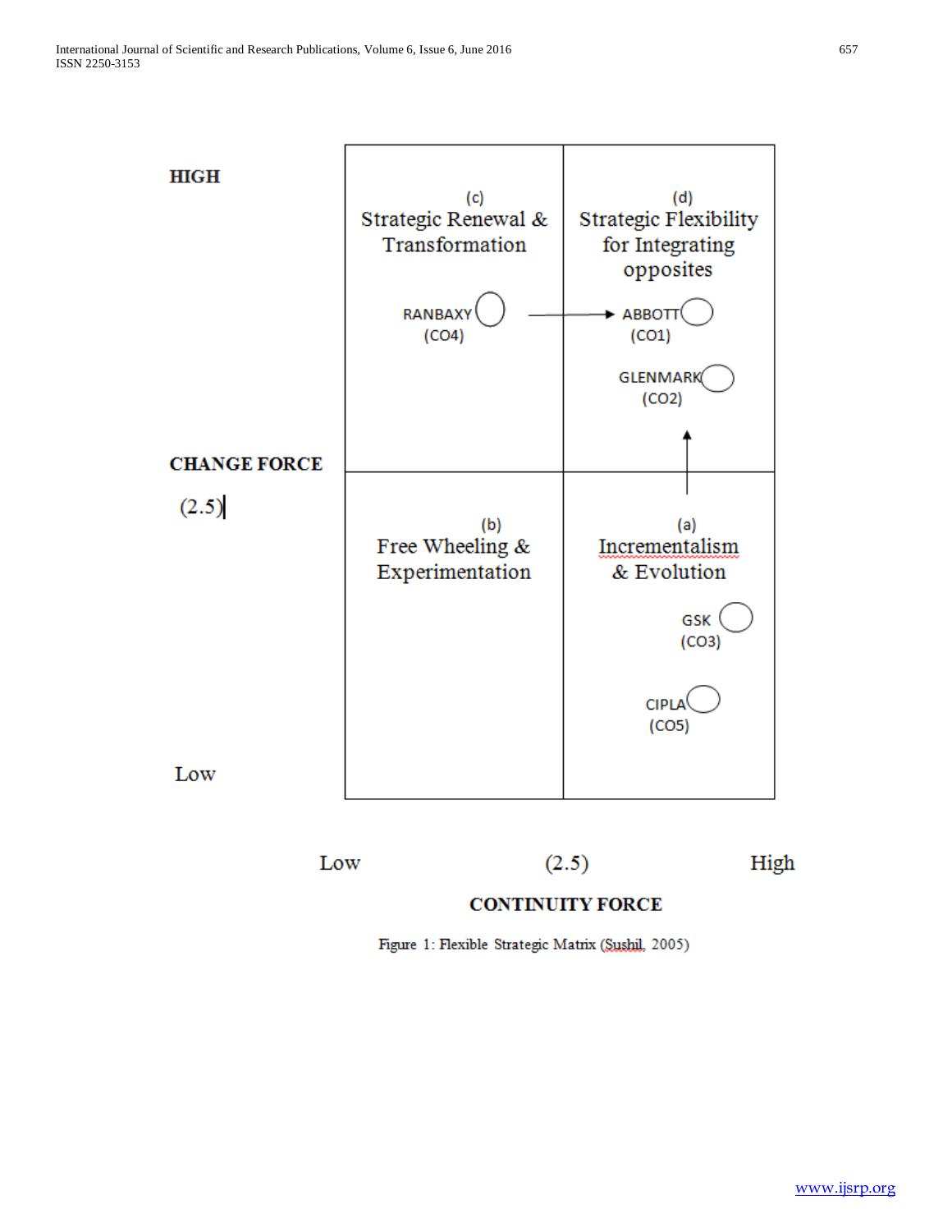| CHANGE FORCE | | |
|---|---|---|
| HIGH | (c) Strategic Renewal & Transformation<br><br>RANBAXY (CO4) → | (d) Strategic Flexibility for Integrating opposites<br><br>ABBOTT (CO1)<br><br>GLENMARK (CO2)<br><br>↑ |
| (2.5) | | |
| Low | (b) Free Wheeling & Experimentation | (a) Incrementalism & Evolution<br><br>GSK (CO3)<br><br>CIPLA (CO5) |
| | Low | (2.5) High |
| | **CONTINUITY FORCE** | |

Figure 1: Flexible Strategic Matrix (Sushil, 2005)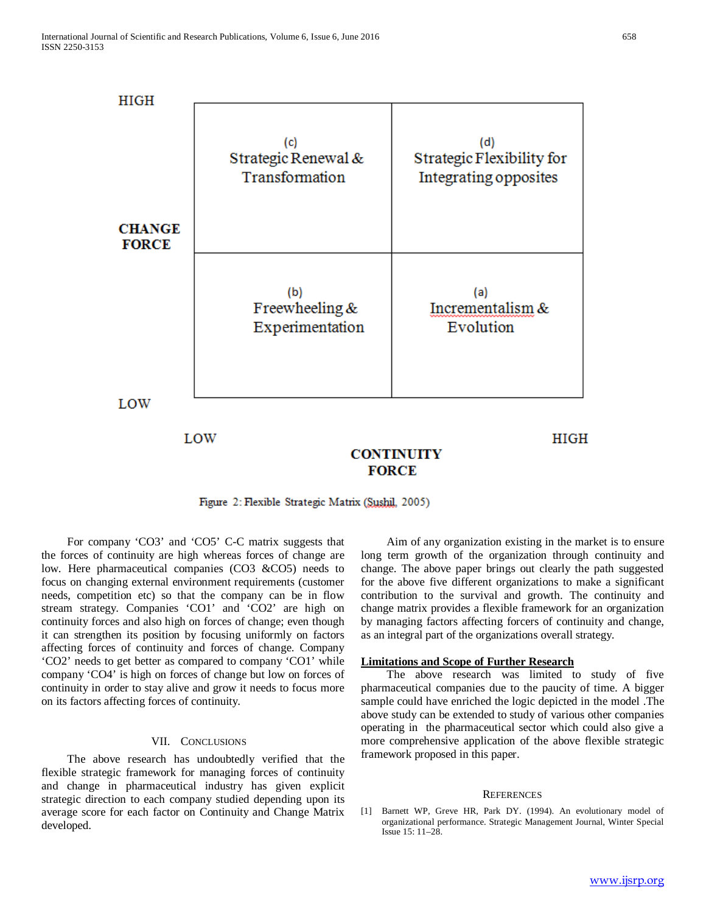| CHANGE FORCE | LOW (Continuity Force) | HIGH (Continuity Force) |
|---|---|---|
| HIGH | (c) Strategic Renewal & Transformation | (d) Strategic Flexibility for Integrating opposites |
| LOW | (b) Freewheeling & Experimentation | (a) Incrementalism & Evolution |

Figure 2: Flexible Strategic Matrix (Sushil, 2005)

For company 'CO3' and 'CO5' C-C matrix suggests that the forces of continuity are high whereas forces of change are low. Here pharmaceutical companies (CO3 &CO5) needs to focus on changing external environment requirements (customer needs, competition etc) so that the company can be in flow stream strategy. Companies 'CO1' and 'CO2' are high on continuity forces and also high on forces of change; even though it can strengthen its position by focusing uniformly on factors affecting forces of continuity and forces of change. Company 'CO2' needs to get better as compared to company 'CO1' while company 'CO4' is high on forces of change but low on forces of continuity in order to stay alive and grow it needs to focus more on its factors affecting forces of continuity.

## VII. Conclusions

The above research has undoubtedly verified that the flexible strategic framework for managing forces of continuity and change in pharmaceutical industry has given explicit strategic direction to each company studied depending upon its average score for each factor on Continuity and Change Matrix developed.

Aim of any organization existing in the market is to ensure long term growth of the organization through continuity and change. The above paper brings out clearly the path suggested for the above five different organizations to make a significant contribution to the survival and growth. The continuity and change matrix provides a flexible framework for an organization by managing factors affecting forcers of continuity and change, as an integral part of the organizations overall strategy.

### Limitations and Scope of Further Research

The above research was limited to study of five pharmaceutical companies due to the paucity of time. A bigger sample could have enriched the logic depicted in the model .The above study can be extended to study of various other companies operating in the pharmaceutical sector which could also give a more comprehensive application of the above flexible strategic framework proposed in this paper.

## References

[1] Barnett WP, Greve HR, Park DY. (1994). An evolutionary model of organizational performance. Strategic Management Journal, Winter Special Issue 15: 11–28.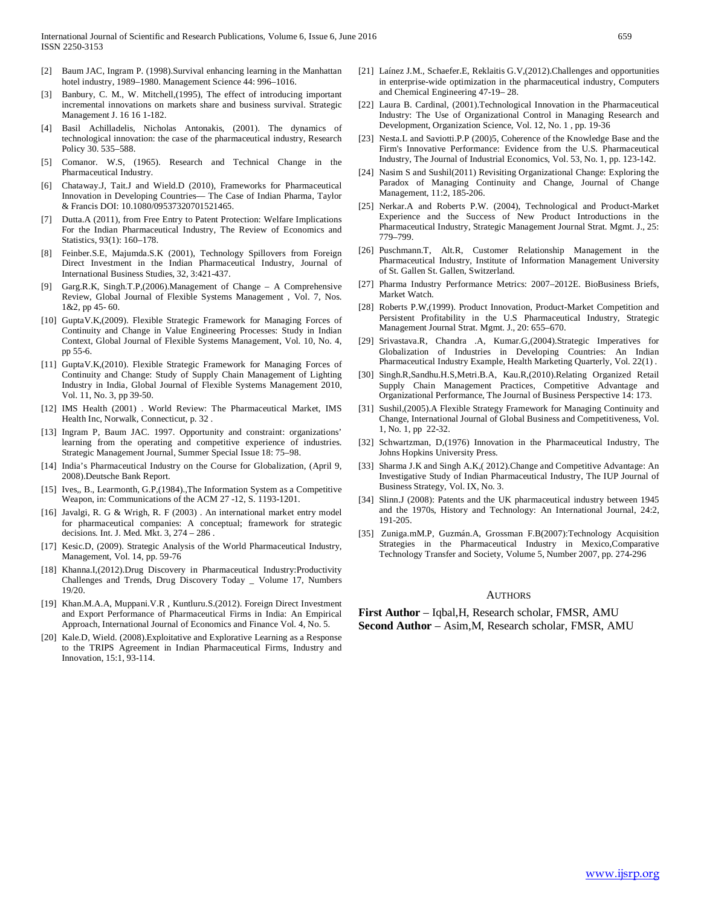[2] Baum JAC, Ingram P. (1998).Survival enhancing learning in the Manhattan hotel industry, 1989–1980. Management Science 44: 996–1016.

[3] Banbury, C. M., W. Mitchell,(1995), The effect of introducing important incremental innovations on markets share and business survival. Strategic Management J. 16 16 1-182.

[4] Basil Achilladelis, Nicholas Antonakis, (2001). The dynamics of technological innovation: the case of the pharmaceutical industry, Research Policy 30. 535–588.

[5] Comanor. W.S, (1965). Research and Technical Change in the Pharmaceutical Industry.

[6] Chataway.J, Tait.J and Wield.D (2010), Frameworks for Pharmaceutical Innovation in Developing Countries— The Case of Indian Pharma, Taylor & Francis DOI: 10.1080/09537320701521465.

[7] Dutta.A (2011), from Free Entry to Patent Protection: Welfare Implications For the Indian Pharmaceutical Industry, The Review of Economics and Statistics, 93(1): 160–178.

[8] Feinber.S.E, Majumda.S.K (2001), Technology Spillovers from Foreign Direct Investment in the Indian Pharmaceutical Industry, Journal of International Business Studies, 32, 3:421-437.

[9] Garg.R.K, Singh.T.P,(2006).Management of Change – A Comprehensive Review, Global Journal of Flexible Systems Management , Vol. 7, Nos. 1&2, pp 45- 60.

[10] GuptaV.K,(2009). Flexible Strategic Framework for Managing Forces of Continuity and Change in Value Engineering Processes: Study in Indian Context, Global Journal of Flexible Systems Management, Vol. 10, No. 4, pp 55-6.

[11] GuptaV.K,(2010). Flexible Strategic Framework for Managing Forces of Continuity and Change: Study of Supply Chain Management of Lighting Industry in India, Global Journal of Flexible Systems Management 2010, Vol. 11, No. 3, pp 39-50.

[12] IMS Health (2001) . World Review: The Pharmaceutical Market, IMS Health Inc, Norwalk, Connecticut, p. 32 .

[13] Ingram P, Baum JAC. 1997. Opportunity and constraint: organizations' learning from the operating and competitive experience of industries. Strategic Management Journal, Summer Special Issue 18: 75–98.

[14] India's Pharmaceutical Industry on the Course for Globalization, (April 9, 2008).Deutsche Bank Report.

[15] Ives,, B., Learmonth, G.P,(1984).,The Information System as a Competitive Weapon, in: Communications of the ACM 27 -12, S. 1193-1201.

[16] Javalgi, R. G & Wrigh, R. F (2003) . An international market entry model for pharmaceutical companies: A conceptual; framework for strategic decisions. Int. J. Med. Mkt. 3, 274 – 286 .

[17] Kesic.D, (2009). Strategic Analysis of the World Pharmaceutical Industry, Management, Vol. 14, pp. 59-76

[18] Khanna.I,(2012).Drug Discovery in Pharmaceutical Industry:Productivity Challenges and Trends, Drug Discovery Today _ Volume 17, Numbers 19/20.

[19] Khan.M.A.A, Muppani.V.R , Kuntluru.S.(2012). Foreign Direct Investment and Export Performance of Pharmaceutical Firms in India: An Empirical Approach, International Journal of Economics and Finance Vol. 4, No. 5.

[20] Kale.D, Wield. (2008).Exploitative and Explorative Learning as a Response to the TRIPS Agreement in Indian Pharmaceutical Firms, Industry and Innovation, 15:1, 93-114.

[21] Laínez J.M., Schaefer.E, Reklaitis G.V,(2012).Challenges and opportunities in enterprise-wide optimization in the pharmaceutical industry, Computers and Chemical Engineering 47-19– 28.

[22] Laura B. Cardinal, (2001).Technological Innovation in the Pharmaceutical Industry: The Use of Organizational Control in Managing Research and Development, Organization Science, Vol. 12, No. 1 , pp. 19-36

[23] Nesta.L and Saviotti.P.P (200)5, Coherence of the Knowledge Base and the Firm's Innovative Performance: Evidence from the U.S. Pharmaceutical Industry, The Journal of Industrial Economics, Vol. 53, No. 1, pp. 123-142.

[24] Nasim S and Sushil(2011) Revisiting Organizational Change: Exploring the Paradox of Managing Continuity and Change, Journal of Change Management, 11:2, 185-206.

[25] Nerkar.A and Roberts P.W. (2004), Technological and Product-Market Experience and the Success of New Product Introductions in the Pharmaceutical Industry, Strategic Management Journal Strat. Mgmt. J., 25: 779–799.

[26] Puschmann.T, Alt.R, Customer Relationship Management in the Pharmaceutical Industry, Institute of Information Management University of St. Gallen St. Gallen, Switzerland.

[27] Pharma Industry Performance Metrics: 2007–2012E. BioBusiness Briefs, Market Watch.

[28] Roberts P.W,(1999). Product Innovation, Product-Market Competition and Persistent Profitability in the U.S Pharmaceutical Industry, Strategic Management Journal Strat. Mgmt. J., 20: 655–670.

[29] Srivastava.R, Chandra .A, Kumar.G,(2004).Strategic Imperatives for Globalization of Industries in Developing Countries: An Indian Pharmaceutical Industry Example, Health Marketing Quarterly, Vol. 22(1) .

[30] Singh.R,Sandhu.H.S,Metri.B.A, Kau.R,(2010).Relating Organized Retail Supply Chain Management Practices, Competitive Advantage and Organizational Performance, The Journal of Business Perspective 14: 173.

[31] Sushil,(2005).A Flexible Strategy Framework for Managing Continuity and Change, International Journal of Global Business and Competitiveness, Vol. 1, No. 1, pp 22-32.

[32] Schwartzman, D,(1976) Innovation in the Pharmaceutical Industry, The Johns Hopkins University Press.

[33] Sharma J.K and Singh A.K,( 2012).Change and Competitive Advantage: An Investigative Study of Indian Pharmaceutical Industry, The IUP Journal of Business Strategy, Vol. IX, No. 3.

[34] Slinn.J (2008): Patents and the UK pharmaceutical industry between 1945 and the 1970s, History and Technology: An International Journal, 24:2, 191-205.

[35] Zuniga.mM.P, Guzmán.A, Grossman F.B(2007):Technology Acquisition Strategies in the Pharmaceutical Industry in Mexico,Comparative Technology Transfer and Society, Volume 5, Number 2007, pp. 274-296

## AUTHORS

**First Author** – Iqbal,H, Research scholar, FMSR, AMU
**Second Author** – Asim,M, Research scholar, FMSR, AMU